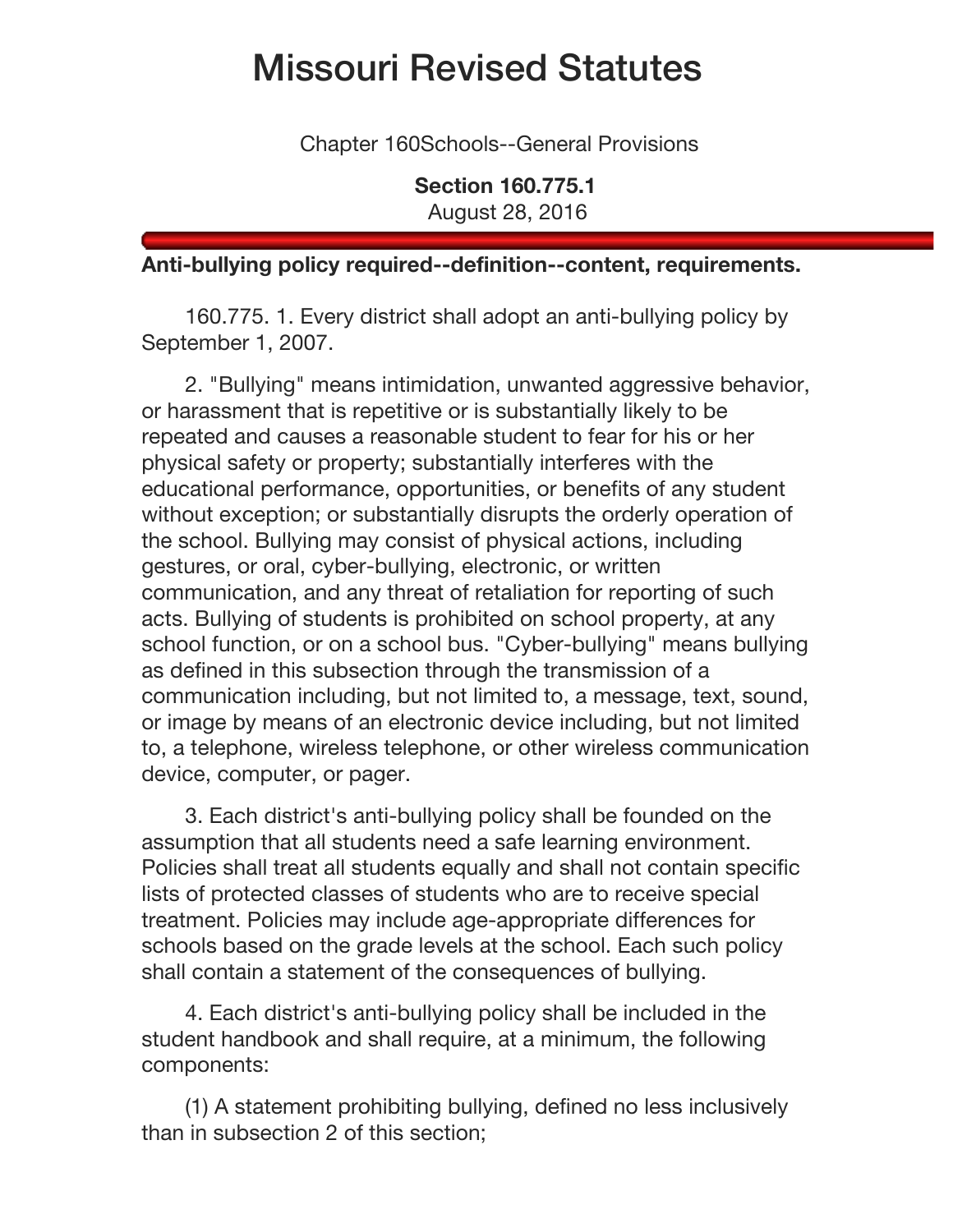# Missouri Revised Statutes

Chapter 160Schools--General Provisions

**Section 160.775.1**
August 28, 2016

**Anti-bullying policy required--definition--content, requirements.**

160.775. 1. Every district shall adopt an anti-bullying policy by September 1, 2007.

2. "Bullying" means intimidation, unwanted aggressive behavior, or harassment that is repetitive or is substantially likely to be repeated and causes a reasonable student to fear for his or her physical safety or property; substantially interferes with the educational performance, opportunities, or benefits of any student without exception; or substantially disrupts the orderly operation of the school. Bullying may consist of physical actions, including gestures, or oral, cyber-bullying, electronic, or written communication, and any threat of retaliation for reporting of such acts. Bullying of students is prohibited on school property, at any school function, or on a school bus. "Cyber-bullying" means bullying as defined in this subsection through the transmission of a communication including, but not limited to, a message, text, sound, or image by means of an electronic device including, but not limited to, a telephone, wireless telephone, or other wireless communication device, computer, or pager.

3. Each district's anti-bullying policy shall be founded on the assumption that all students need a safe learning environment. Policies shall treat all students equally and shall not contain specific lists of protected classes of students who are to receive special treatment. Policies may include age-appropriate differences for schools based on the grade levels at the school. Each such policy shall contain a statement of the consequences of bullying.

4. Each district's anti-bullying policy shall be included in the student handbook and shall require, at a minimum, the following components:

(1) A statement prohibiting bullying, defined no less inclusively than in subsection 2 of this section;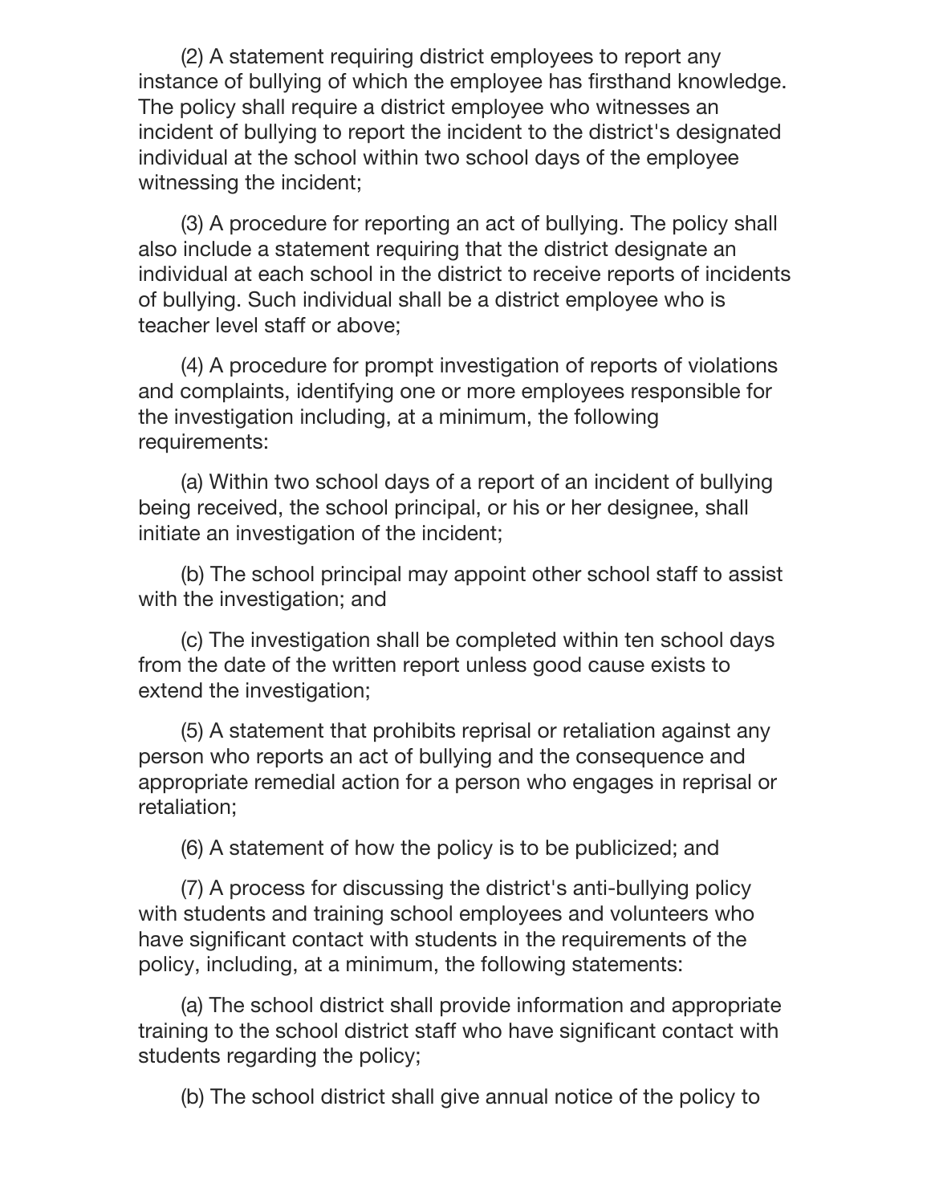(2) A statement requiring district employees to report any instance of bullying of which the employee has firsthand knowledge. The policy shall require a district employee who witnesses an incident of bullying to report the incident to the district's designated individual at the school within two school days of the employee witnessing the incident;

(3) A procedure for reporting an act of bullying. The policy shall also include a statement requiring that the district designate an individual at each school in the district to receive reports of incidents of bullying. Such individual shall be a district employee who is teacher level staff or above;

(4) A procedure for prompt investigation of reports of violations and complaints, identifying one or more employees responsible for the investigation including, at a minimum, the following requirements:

(a) Within two school days of a report of an incident of bullying being received, the school principal, or his or her designee, shall initiate an investigation of the incident;

(b) The school principal may appoint other school staff to assist with the investigation; and

(c) The investigation shall be completed within ten school days from the date of the written report unless good cause exists to extend the investigation;

(5) A statement that prohibits reprisal or retaliation against any person who reports an act of bullying and the consequence and appropriate remedial action for a person who engages in reprisal or retaliation;

(6) A statement of how the policy is to be publicized; and

(7) A process for discussing the district's anti-bullying policy with students and training school employees and volunteers who have significant contact with students in the requirements of the policy, including, at a minimum, the following statements:

(a) The school district shall provide information and appropriate training to the school district staff who have significant contact with students regarding the policy;

(b) The school district shall give annual notice of the policy to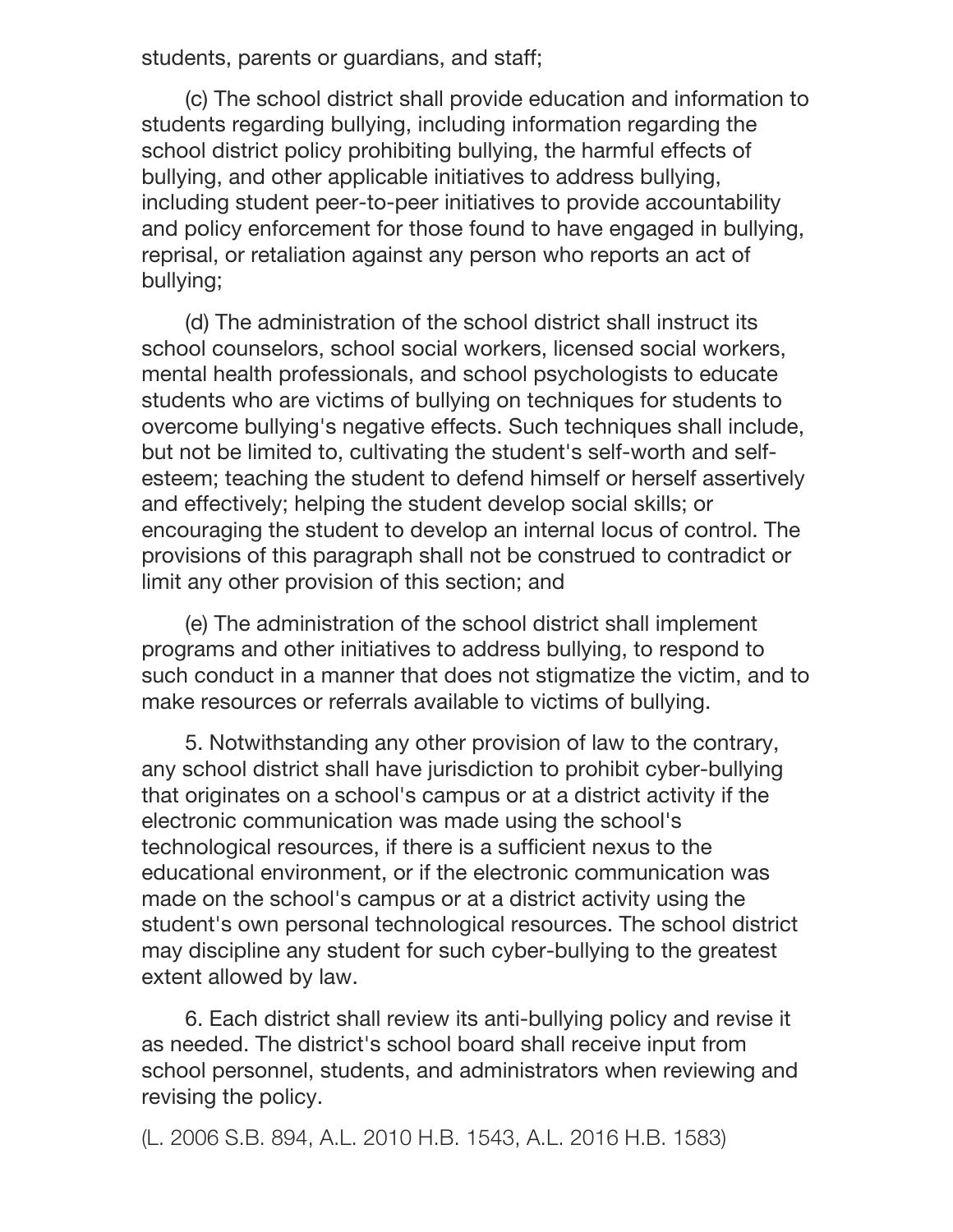students, parents or guardians, and staff;

(c) The school district shall provide education and information to students regarding bullying, including information regarding the school district policy prohibiting bullying, the harmful effects of bullying, and other applicable initiatives to address bullying, including student peer-to-peer initiatives to provide accountability and policy enforcement for those found to have engaged in bullying, reprisal, or retaliation against any person who reports an act of bullying;

(d) The administration of the school district shall instruct its school counselors, school social workers, licensed social workers, mental health professionals, and school psychologists to educate students who are victims of bullying on techniques for students to overcome bullying's negative effects. Such techniques shall include, but not be limited to, cultivating the student's self-worth and self-esteem; teaching the student to defend himself or herself assertively and effectively; helping the student develop social skills; or encouraging the student to develop an internal locus of control. The provisions of this paragraph shall not be construed to contradict or limit any other provision of this section; and

(e) The administration of the school district shall implement programs and other initiatives to address bullying, to respond to such conduct in a manner that does not stigmatize the victim, and to make resources or referrals available to victims of bullying.

5. Notwithstanding any other provision of law to the contrary, any school district shall have jurisdiction to prohibit cyber-bullying that originates on a school's campus or at a district activity if the electronic communication was made using the school's technological resources, if there is a sufficient nexus to the educational environment, or if the electronic communication was made on the school's campus or at a district activity using the student's own personal technological resources. The school district may discipline any student for such cyber-bullying to the greatest extent allowed by law.

6. Each district shall review its anti-bullying policy and revise it as needed. The district's school board shall receive input from school personnel, students, and administrators when reviewing and revising the policy.

(L. 2006 S.B. 894, A.L. 2010 H.B. 1543, A.L. 2016 H.B. 1583)